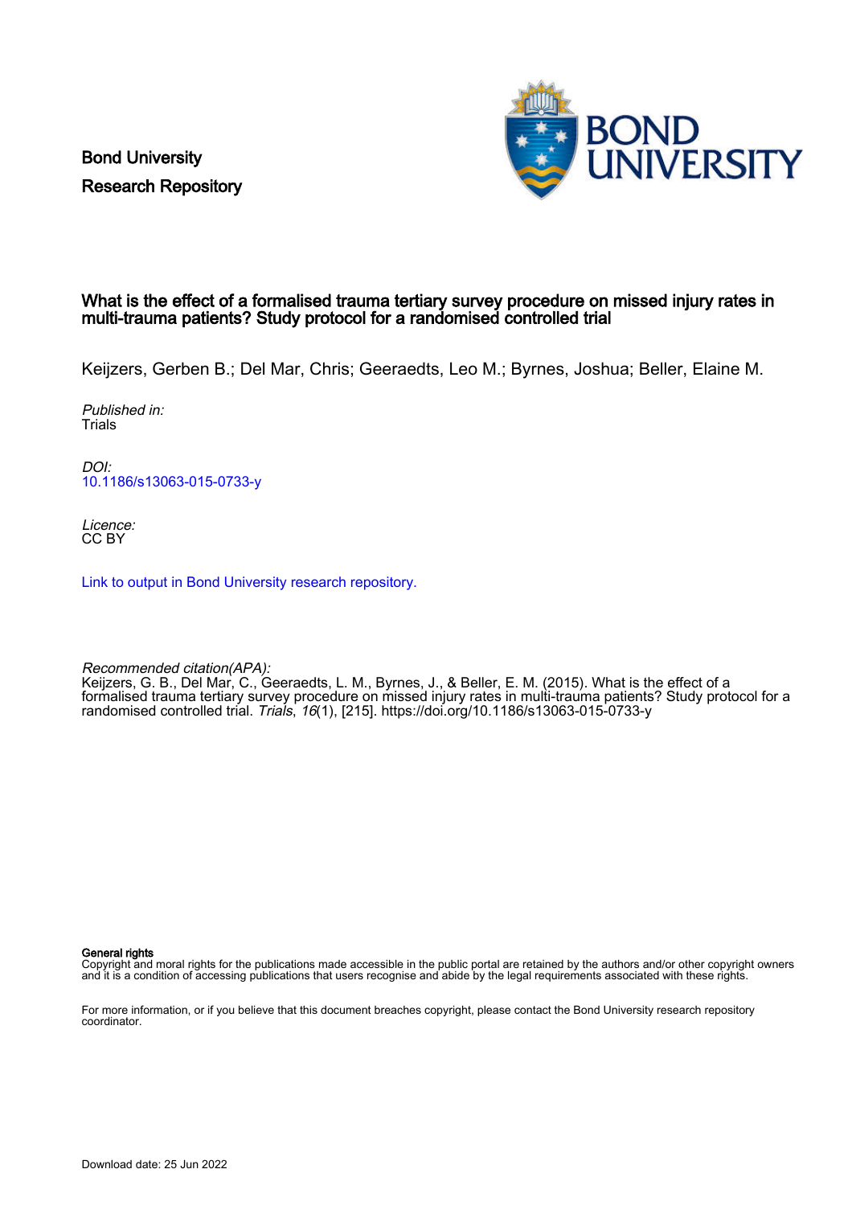Bond University
Research Repository

# What is the effect of a formalised trauma tertiary survey procedure on missed injury rates in multi-trauma patients? Study protocol for a randomised controlled trial

Keijzers, Gerben B.; Del Mar, Chris; Geeraedts, Leo M.; Byrnes, Joshua; Beller, Elaine M.

*Published in:*
Trials

*DOI:*
10.1186/s13063-015-0733-y

*Licence:*
CC BY

Link to output in Bond University research repository.

*Recommended citation(APA):*
Keijzers, G. B., Del Mar, C., Geeraedts, L. M., Byrnes, J., & Beller, E. M. (2015). What is the effect of a formalised trauma tertiary survey procedure on missed injury rates in multi-trauma patients? Study protocol for a randomised controlled trial. *Trials*, *16*(1), [215]. https://doi.org/10.1186/s13063-015-0733-y

**General rights**
Copyright and moral rights for the publications made accessible in the public portal are retained by the authors and/or other copyright owners and it is a condition of accessing publications that users recognise and abide by the legal requirements associated with these rights.

For more information, or if you believe that this document breaches copyright, please contact the Bond University research repository coordinator.

Download date: 25 Jun 2022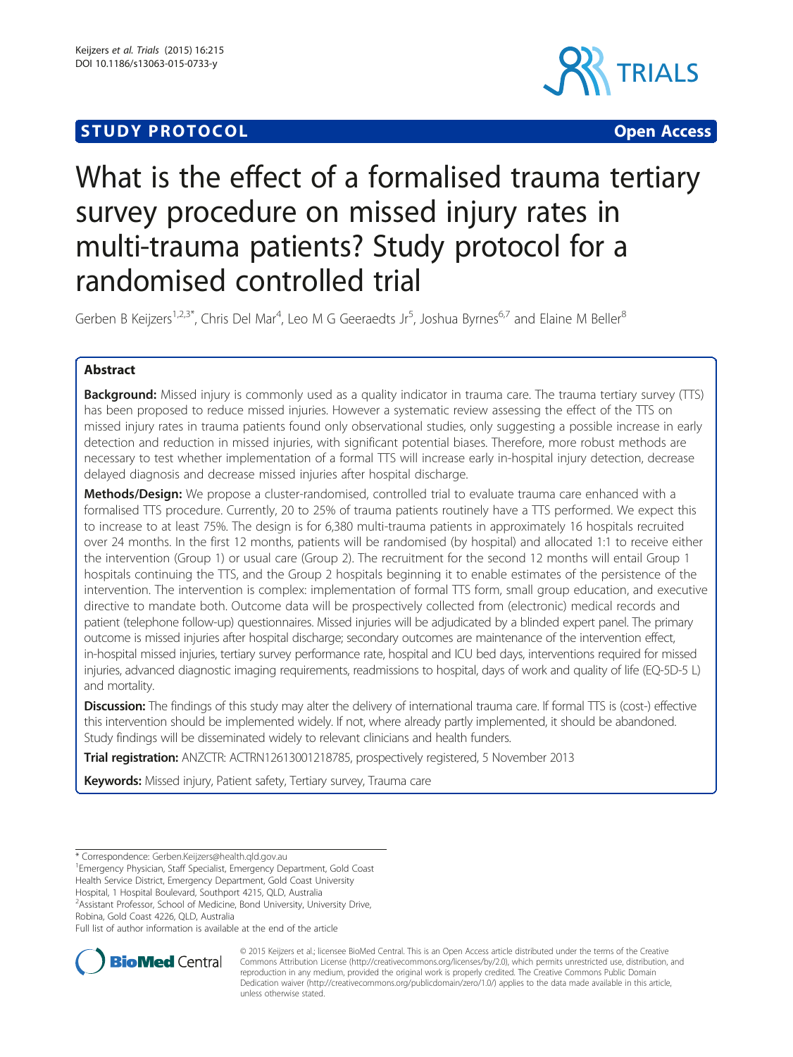# What is the effect of a formalised trauma tertiary survey procedure on missed injury rates in multi-trauma patients? Study protocol for a randomised controlled trial

Gerben B Keijzers[1,2,3*], Chris Del Mar[4], Leo M G Geeraedts Jr[5], Joshua Byrnes[6,7] and Elaine M Beller[8]

## Abstract

**Background:** Missed injury is commonly used as a quality indicator in trauma care. The trauma tertiary survey (TTS) has been proposed to reduce missed injuries. However a systematic review assessing the effect of the TTS on missed injury rates in trauma patients found only observational studies, only suggesting a possible increase in early detection and reduction in missed injuries, with significant potential biases. Therefore, more robust methods are necessary to test whether implementation of a formal TTS will increase early in-hospital injury detection, decrease delayed diagnosis and decrease missed injuries after hospital discharge.

**Methods/Design:** We propose a cluster-randomised, controlled trial to evaluate trauma care enhanced with a formalised TTS procedure. Currently, 20 to 25% of trauma patients routinely have a TTS performed. We expect this to increase to at least 75%. The design is for 6,380 multi-trauma patients in approximately 16 hospitals recruited over 24 months. In the first 12 months, patients will be randomised (by hospital) and allocated 1:1 to receive either the intervention (Group 1) or usual care (Group 2). The recruitment for the second 12 months will entail Group 1 hospitals continuing the TTS, and the Group 2 hospitals beginning it to enable estimates of the persistence of the intervention. The intervention is complex: implementation of formal TTS form, small group education, and executive directive to mandate both. Outcome data will be prospectively collected from (electronic) medical records and patient (telephone follow-up) questionnaires. Missed injuries will be adjudicated by a blinded expert panel. The primary outcome is missed injuries after hospital discharge; secondary outcomes are maintenance of the intervention effect, in-hospital missed injuries, tertiary survey performance rate, hospital and ICU bed days, interventions required for missed injuries, advanced diagnostic imaging requirements, readmissions to hospital, days of work and quality of life (EQ-5D-5 L) and mortality.

**Discussion:** The findings of this study may alter the delivery of international trauma care. If formal TTS is (cost-) effective this intervention should be implemented widely. If not, where already partly implemented, it should be abandoned. Study findings will be disseminated widely to relevant clinicians and health funders.

**Trial registration:** ANZCTR: ACTRN12613001218785, prospectively registered, 5 November 2013

**Keywords:** Missed injury, Patient safety, Tertiary survey, Trauma care

\* Correspondence: Gerben.Keijzers@health.qld.gov.au
[1]Emergency Physician, Staff Specialist, Emergency Department, Gold Coast Health Service District, Emergency Department, Gold Coast University Hospital, 1 Hospital Boulevard, Southport 4215, QLD, Australia
[2]Assistant Professor, School of Medicine, Bond University, University Drive, Robina, Gold Coast 4226, QLD, Australia
Full list of author information is available at the end of the article

© 2015 Keijzers et al.; licensee BioMed Central. This is an Open Access article distributed under the terms of the Creative Commons Attribution License (http://creativecommons.org/licenses/by/2.0), which permits unrestricted use, distribution, and reproduction in any medium, provided the original work is properly credited. The Creative Commons Public Domain Dedication waiver (http://creativecommons.org/publicdomain/zero/1.0/) applies to the data made available in this article, unless otherwise stated.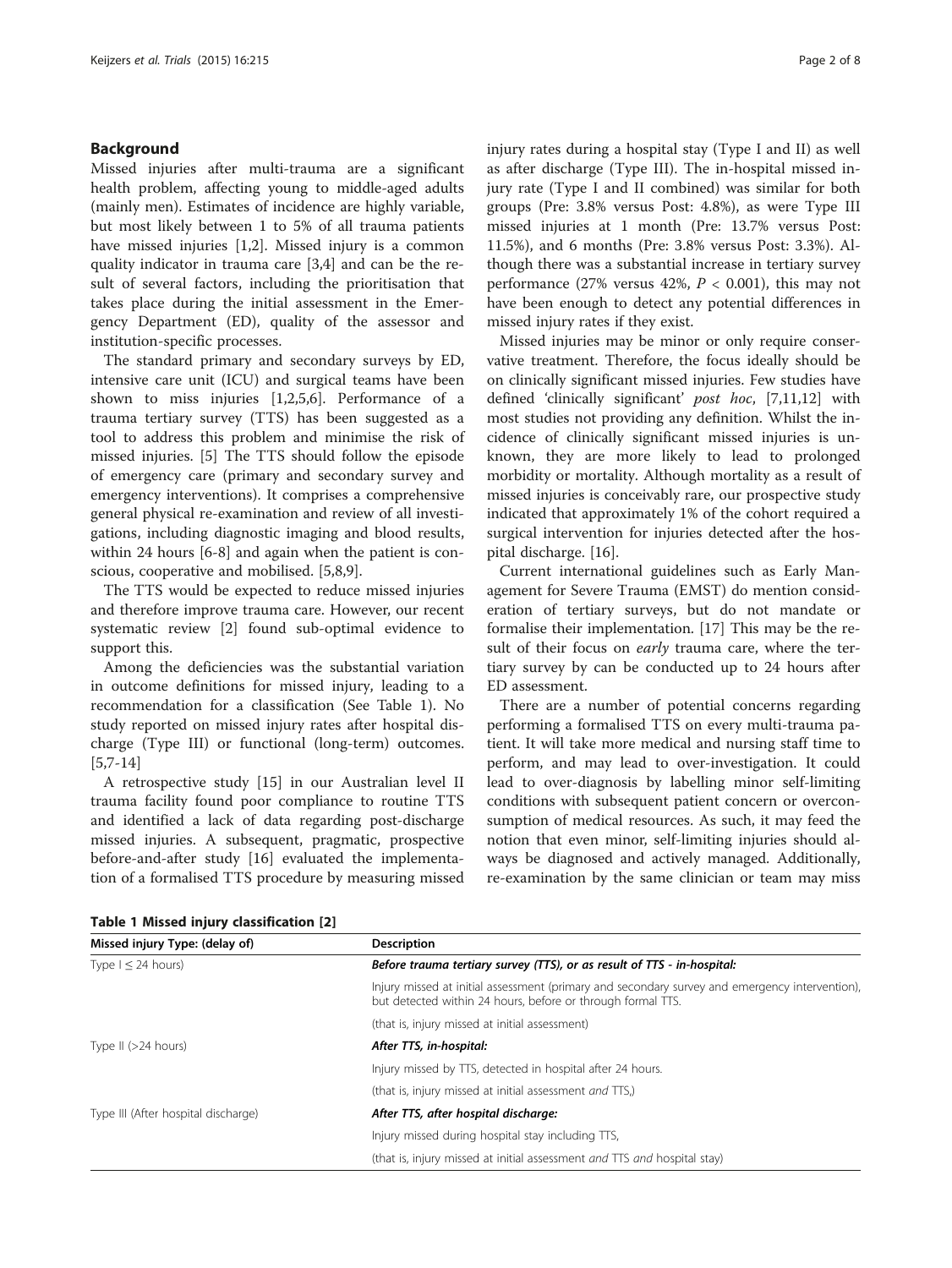## Background

Missed injuries after multi-trauma are a significant health problem, affecting young to middle-aged adults (mainly men). Estimates of incidence are highly variable, but most likely between 1 to 5% of all trauma patients have missed injuries [1,2]. Missed injury is a common quality indicator in trauma care [3,4] and can be the result of several factors, including the prioritisation that takes place during the initial assessment in the Emergency Department (ED), quality of the assessor and institution-specific processes.

The standard primary and secondary surveys by ED, intensive care unit (ICU) and surgical teams have been shown to miss injuries [1,2,5,6]. Performance of a trauma tertiary survey (TTS) has been suggested as a tool to address this problem and minimise the risk of missed injuries. [5] The TTS should follow the episode of emergency care (primary and secondary survey and emergency interventions). It comprises a comprehensive general physical re-examination and review of all investigations, including diagnostic imaging and blood results, within 24 hours [6-8] and again when the patient is conscious, cooperative and mobilised. [5,8,9].

The TTS would be expected to reduce missed injuries and therefore improve trauma care. However, our recent systematic review [2] found sub-optimal evidence to support this.

Among the deficiencies was the substantial variation in outcome definitions for missed injury, leading to a recommendation for a classification (See Table 1). No study reported on missed injury rates after hospital discharge (Type III) or functional (long-term) outcomes. [5,7-14]

A retrospective study [15] in our Australian level II trauma facility found poor compliance to routine TTS and identified a lack of data regarding post-discharge missed injuries. A subsequent, pragmatic, prospective before-and-after study [16] evaluated the implementation of a formalised TTS procedure by measuring missed injury rates during a hospital stay (Type I and II) as well as after discharge (Type III). The in-hospital missed injury rate (Type I and II combined) was similar for both groups (Pre: 3.8% versus Post: 4.8%), as were Type III missed injuries at 1 month (Pre: 13.7% versus Post: 11.5%), and 6 months (Pre: 3.8% versus Post: 3.3%). Although there was a substantial increase in tertiary survey performance (27% versus 42%, $P < 0.001$), this may not have been enough to detect any potential differences in missed injury rates if they exist.

Missed injuries may be minor or only require conservative treatment. Therefore, the focus ideally should be on clinically significant missed injuries. Few studies have defined 'clinically significant' *post hoc*, [7,11,12] with most studies not providing any definition. Whilst the incidence of clinically significant missed injuries is unknown, they are more likely to lead to prolonged morbidity or mortality. Although mortality as a result of missed injuries is conceivably rare, our prospective study indicated that approximately 1% of the cohort required a surgical intervention for injuries detected after the hospital discharge. [16].

Current international guidelines such as Early Management for Severe Trauma (EMST) do mention consideration of tertiary surveys, but do not mandate or formalise their implementation. [17] This may be the result of their focus on *early* trauma care, where the tertiary survey by can be conducted up to 24 hours after ED assessment.

There are a number of potential concerns regarding performing a formalised TTS on every multi-trauma patient. It will take more medical and nursing staff time to perform, and may lead to over-investigation. It could lead to over-diagnosis by labelling minor self-limiting conditions with subsequent patient concern or overconsumption of medical resources. As such, it may feed the notion that even minor, self-limiting injuries should always be diagnosed and actively managed. Additionally, re-examination by the same clinician or team may miss

**Table 1 Missed injury classification [2]**

| Missed injury Type: (delay of) | Description |
|---|---|
| Type I ≤ 24 hours) | ***Before trauma tertiary survey (TTS), or as result of TTS - in-hospital:*** |
| | Injury missed at initial assessment (primary and secondary survey and emergency intervention), but detected within 24 hours, before or through formal TTS. |
| | (that is, injury missed at initial assessment) |
| Type II (>24 hours) | ***After TTS, in-hospital:*** |
| | Injury missed by TTS, detected in hospital after 24 hours. |
| | (that is, injury missed at initial assessment *and* TTS,) |
| Type III (After hospital discharge) | ***After TTS, after hospital discharge:*** |
| | Injury missed during hospital stay including TTS, |
| | (that is, injury missed at initial assessment *and* TTS *and* hospital stay) |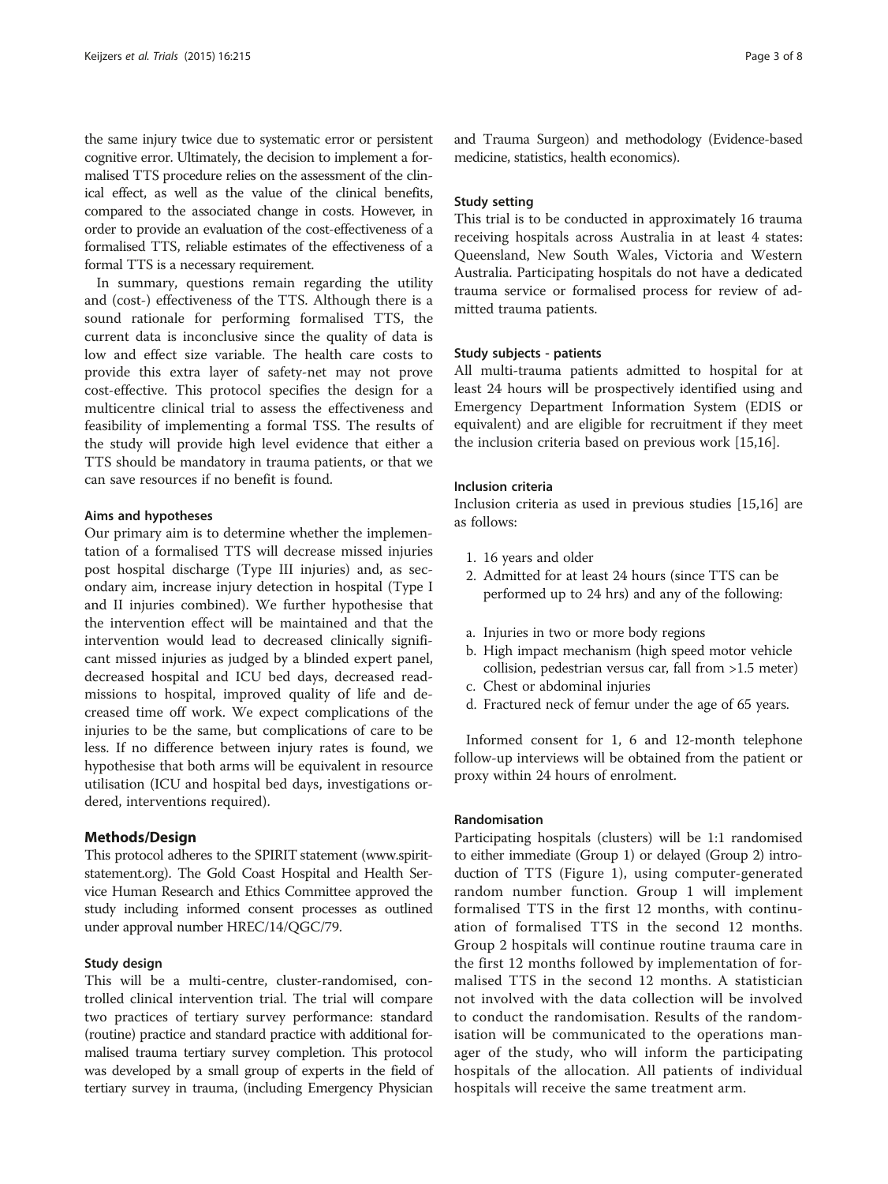the same injury twice due to systematic error or persistent cognitive error. Ultimately, the decision to implement a formalised TTS procedure relies on the assessment of the clinical effect, as well as the value of the clinical benefits, compared to the associated change in costs. However, in order to provide an evaluation of the cost-effectiveness of a formalised TTS, reliable estimates of the effectiveness of a formal TTS is a necessary requirement.

In summary, questions remain regarding the utility and (cost-) effectiveness of the TTS. Although there is a sound rationale for performing formalised TTS, the current data is inconclusive since the quality of data is low and effect size variable. The health care costs to provide this extra layer of safety-net may not prove cost-effective. This protocol specifies the design for a multicentre clinical trial to assess the effectiveness and feasibility of implementing a formal TSS. The results of the study will provide high level evidence that either a TTS should be mandatory in trauma patients, or that we can save resources if no benefit is found.

### Aims and hypotheses

Our primary aim is to determine whether the implementation of a formalised TTS will decrease missed injuries post hospital discharge (Type III injuries) and, as secondary aim, increase injury detection in hospital (Type I and II injuries combined). We further hypothesise that the intervention effect will be maintained and that the intervention would lead to decreased clinically significant missed injuries as judged by a blinded expert panel, decreased hospital and ICU bed days, decreased readmissions to hospital, improved quality of life and decreased time off work. We expect complications of the injuries to be the same, but complications of care to be less. If no difference between injury rates is found, we hypothesise that both arms will be equivalent in resource utilisation (ICU and hospital bed days, investigations ordered, interventions required).

## Methods/Design

This protocol adheres to the SPIRIT statement (www.spirit-statement.org). The Gold Coast Hospital and Health Service Human Research and Ethics Committee approved the study including informed consent processes as outlined under approval number HREC/14/QGC/79.

### Study design

This will be a multi-centre, cluster-randomised, controlled clinical intervention trial. The trial will compare two practices of tertiary survey performance: standard (routine) practice and standard practice with additional formalised trauma tertiary survey completion. This protocol was developed by a small group of experts in the field of tertiary survey in trauma, (including Emergency Physician and Trauma Surgeon) and methodology (Evidence-based medicine, statistics, health economics).

### Study setting

This trial is to be conducted in approximately 16 trauma receiving hospitals across Australia in at least 4 states: Queensland, New South Wales, Victoria and Western Australia. Participating hospitals do not have a dedicated trauma service or formalised process for review of admitted trauma patients.

### Study subjects - patients

All multi-trauma patients admitted to hospital for at least 24 hours will be prospectively identified using and Emergency Department Information System (EDIS or equivalent) and are eligible for recruitment if they meet the inclusion criteria based on previous work [15,16].

### Inclusion criteria

Inclusion criteria as used in previous studies [15,16] are as follows:

1. 16 years and older
2. Admitted for at least 24 hours (since TTS can be performed up to 24 hrs) and any of the following:

a. Injuries in two or more body regions
b. High impact mechanism (high speed motor vehicle collision, pedestrian versus car, fall from >1.5 meter)
c. Chest or abdominal injuries
d. Fractured neck of femur under the age of 65 years.

Informed consent for 1, 6 and 12-month telephone follow-up interviews will be obtained from the patient or proxy within 24 hours of enrolment.

### Randomisation

Participating hospitals (clusters) will be 1:1 randomised to either immediate (Group 1) or delayed (Group 2) introduction of TTS (Figure 1), using computer-generated random number function. Group 1 will implement formalised TTS in the first 12 months, with continuation of formalised TTS in the second 12 months. Group 2 hospitals will continue routine trauma care in the first 12 months followed by implementation of formalised TTS in the second 12 months. A statistician not involved with the data collection will be involved to conduct the randomisation. Results of the randomisation will be communicated to the operations manager of the study, who will inform the participating hospitals of the allocation. All patients of individual hospitals will receive the same treatment arm.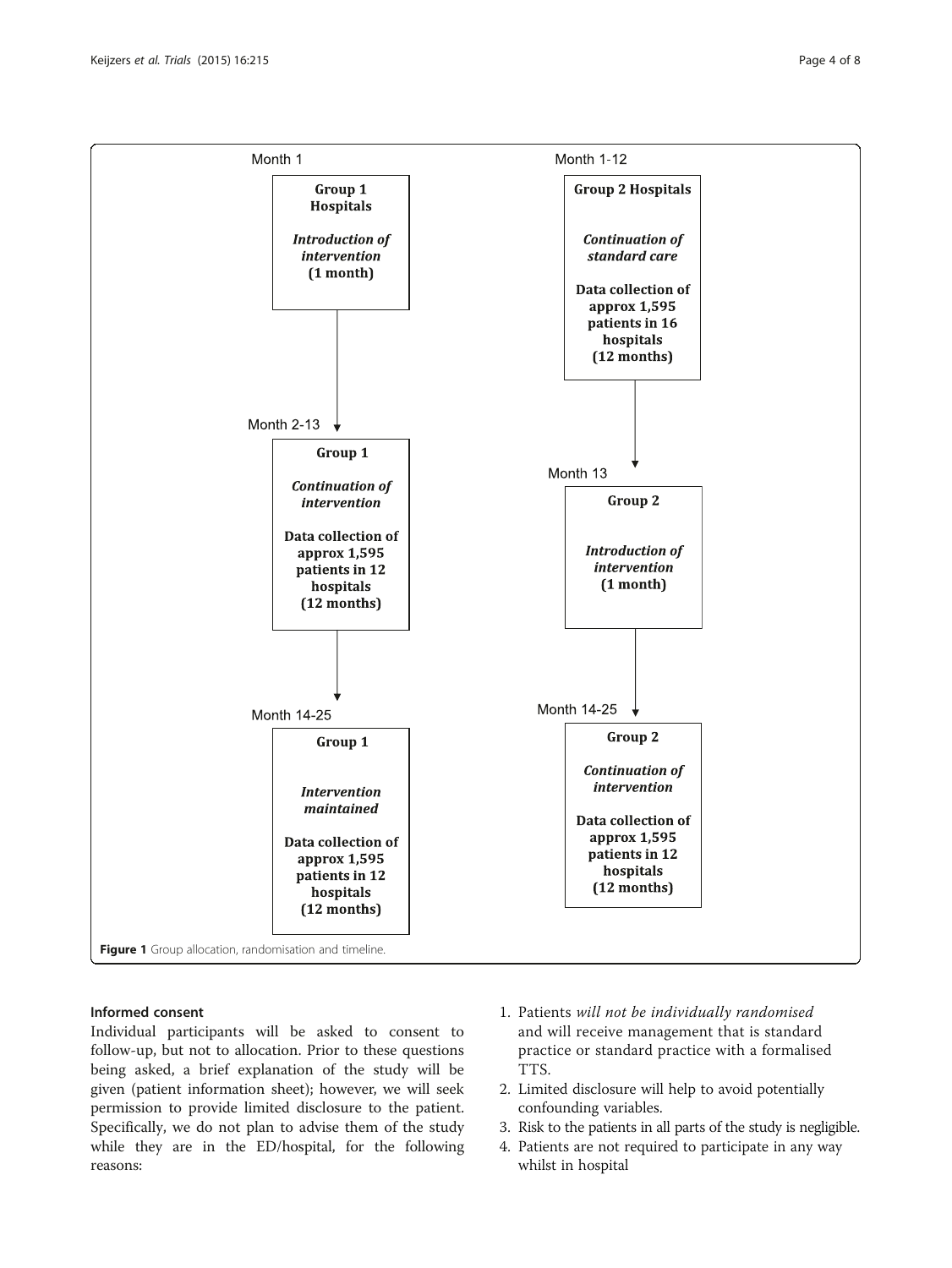Month 1

**Group 1 Hospitals**

***Introduction of intervention***
**(1 month)**

Month 2-13

**Group 1**

***Continuation of intervention***

**Data collection of approx 1,595 patients in 12 hospitals (12 months)**

Month 14-25

**Group 1**

***Intervention maintained***

**Data collection of approx 1,595 patients in 12 hospitals (12 months)**

Month 1-12

**Group 2 Hospitals**

***Continuation of standard care***

**Data collection of approx 1,595 patients in 16 hospitals (12 months)**

Month 13

**Group 2**

***Introduction of intervention***
**(1 month)**

Month 14-25

**Group 2**

***Continuation of intervention***

**Data collection of approx 1,595 patients in 12 hospitals (12 months)**

**Figure 1** Group allocation, randomisation and timeline.

#### Informed consent

Individual participants will be asked to consent to follow-up, but not to allocation. Prior to these questions being asked, a brief explanation of the study will be given (patient information sheet); however, we will seek permission to provide limited disclosure to the patient. Specifically, we do not plan to advise them of the study while they are in the ED/hospital, for the following reasons:

1. Patients *will not be individually randomised* and will receive management that is standard practice or standard practice with a formalised TTS.
2. Limited disclosure will help to avoid potentially confounding variables.
3. Risk to the patients in all parts of the study is negligible.
4. Patients are not required to participate in any way whilst in hospital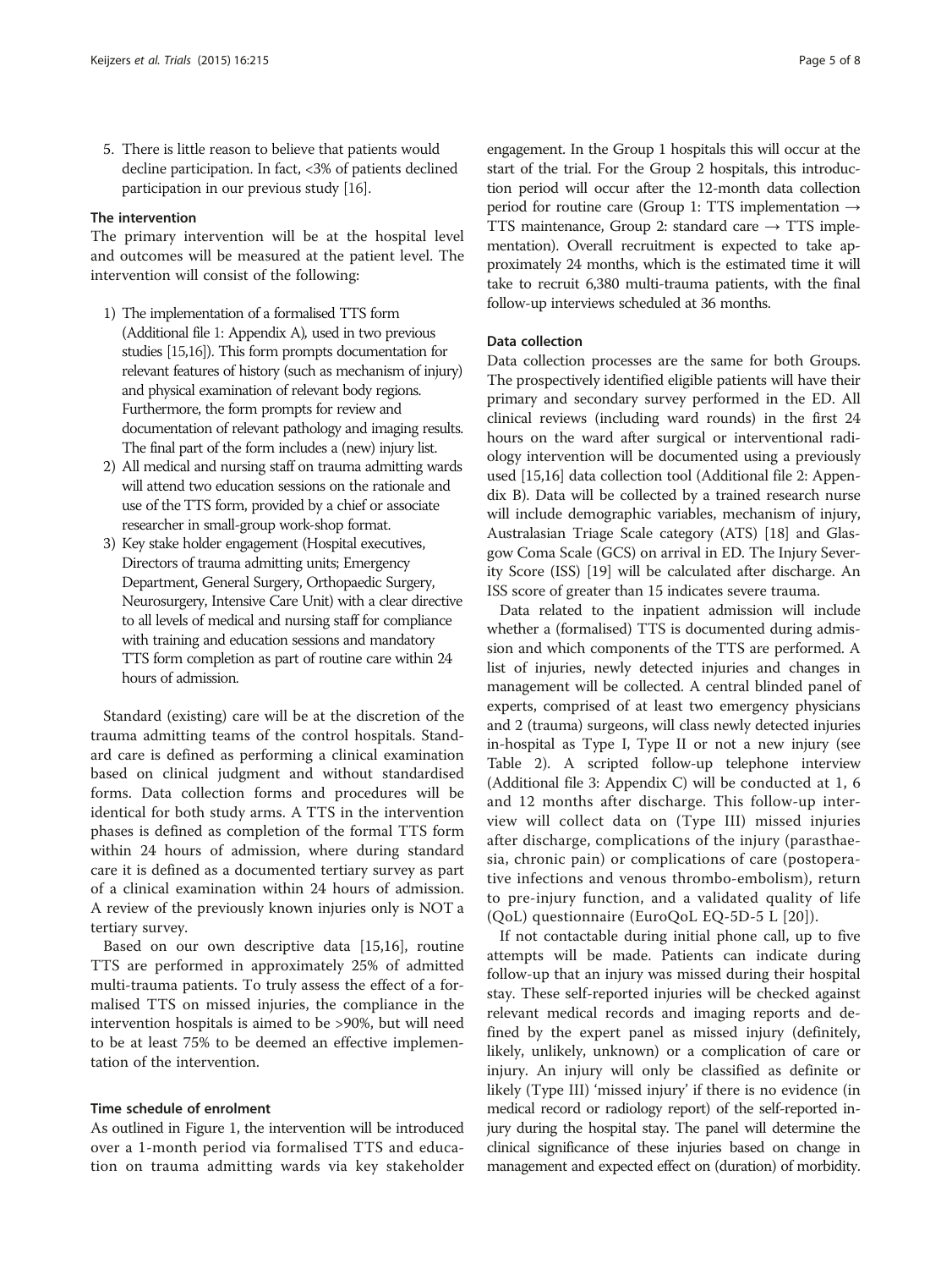5. There is little reason to believe that patients would decline participation. In fact, <3% of patients declined participation in our previous study [16].

### The intervention

The primary intervention will be at the hospital level and outcomes will be measured at the patient level. The intervention will consist of the following:

1) The implementation of a formalised TTS form (Additional file 1: Appendix A), used in two previous studies [15,16]). This form prompts documentation for relevant features of history (such as mechanism of injury) and physical examination of relevant body regions. Furthermore, the form prompts for review and documentation of relevant pathology and imaging results. The final part of the form includes a (new) injury list.
2) All medical and nursing staff on trauma admitting wards will attend two education sessions on the rationale and use of the TTS form, provided by a chief or associate researcher in small-group work-shop format.
3) Key stake holder engagement (Hospital executives, Directors of trauma admitting units; Emergency Department, General Surgery, Orthopaedic Surgery, Neurosurgery, Intensive Care Unit) with a clear directive to all levels of medical and nursing staff for compliance with training and education sessions and mandatory TTS form completion as part of routine care within 24 hours of admission.

Standard (existing) care will be at the discretion of the trauma admitting teams of the control hospitals. Standard care is defined as performing a clinical examination based on clinical judgment and without standardised forms. Data collection forms and procedures will be identical for both study arms. A TTS in the intervention phases is defined as completion of the formal TTS form within 24 hours of admission, where during standard care it is defined as a documented tertiary survey as part of a clinical examination within 24 hours of admission. A review of the previously known injuries only is NOT a tertiary survey.

Based on our own descriptive data [15,16], routine TTS are performed in approximately 25% of admitted multi-trauma patients. To truly assess the effect of a formalised TTS on missed injuries, the compliance in the intervention hospitals is aimed to be >90%, but will need to be at least 75% to be deemed an effective implementation of the intervention.

### Time schedule of enrolment

As outlined in Figure 1, the intervention will be introduced over a 1-month period via formalised TTS and education on trauma admitting wards via key stakeholder engagement. In the Group 1 hospitals this will occur at the start of the trial. For the Group 2 hospitals, this introduction period will occur after the 12-month data collection period for routine care (Group 1: TTS implementation → TTS maintenance, Group 2: standard care → TTS implementation). Overall recruitment is expected to take approximately 24 months, which is the estimated time it will take to recruit 6,380 multi-trauma patients, with the final follow-up interviews scheduled at 36 months.

### Data collection

Data collection processes are the same for both Groups. The prospectively identified eligible patients will have their primary and secondary survey performed in the ED. All clinical reviews (including ward rounds) in the first 24 hours on the ward after surgical or interventional radiology intervention will be documented using a previously used [15,16] data collection tool (Additional file 2: Appendix B). Data will be collected by a trained research nurse will include demographic variables, mechanism of injury, Australasian Triage Scale category (ATS) [18] and Glasgow Coma Scale (GCS) on arrival in ED. The Injury Severity Score (ISS) [19] will be calculated after discharge. An ISS score of greater than 15 indicates severe trauma.

Data related to the inpatient admission will include whether a (formalised) TTS is documented during admission and which components of the TTS are performed. A list of injuries, newly detected injuries and changes in management will be collected. A central blinded panel of experts, comprised of at least two emergency physicians and 2 (trauma) surgeons, will class newly detected injuries in-hospital as Type I, Type II or not a new injury (see Table 2). A scripted follow-up telephone interview (Additional file 3: Appendix C) will be conducted at 1, 6 and 12 months after discharge. This follow-up interview will collect data on (Type III) missed injuries after discharge, complications of the injury (parasthaesia, chronic pain) or complications of care (postoperative infections and venous thrombo-embolism), return to pre-injury function, and a validated quality of life (QoL) questionnaire (EuroQoL EQ-5D-5 L [20]).

If not contactable during initial phone call, up to five attempts will be made. Patients can indicate during follow-up that an injury was missed during their hospital stay. These self-reported injuries will be checked against relevant medical records and imaging reports and defined by the expert panel as missed injury (definitely, likely, unlikely, unknown) or a complication of care or injury. An injury will only be classified as definite or likely (Type III) 'missed injury' if there is no evidence (in medical record or radiology report) of the self-reported injury during the hospital stay. The panel will determine the clinical significance of these injuries based on change in management and expected effect on (duration) of morbidity.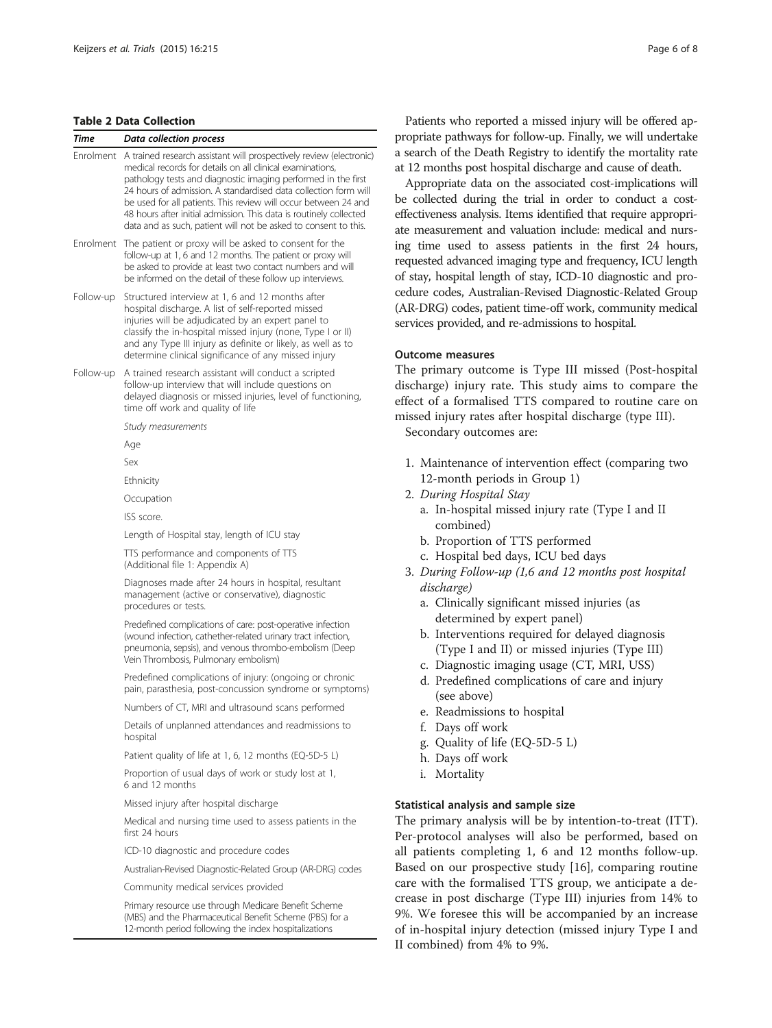**Table 2 Data Collection**

| *Time* | *Data collection process* |
| --- | --- |
| Enrolment | A trained research assistant will prospectively review (electronic) medical records for details on all clinical examinations, pathology tests and diagnostic imaging performed in the first 24 hours of admission. A standardised data collection form will be used for all patients. This review will occur between 24 and 48 hours after initial admission. This data is routinely collected data and as such, patient will not be asked to consent to this. |
| Enrolment | The patient or proxy will be asked to consent for the follow-up at 1, 6 and 12 months. The patient or proxy will be asked to provide at least two contact numbers and will be informed on the detail of these follow up interviews. |
| Follow-up | Structured interview at 1, 6 and 12 months after hospital discharge. A list of self-reported missed injuries will be adjudicated by an expert panel to classify the in-hospital missed injury (none, Type I or II) and any Type III injury as definite or likely, as well as to determine clinical significance of any missed injury |
| Follow-up | A trained research assistant will conduct a scripted follow-up interview that will include questions on delayed diagnosis or missed injuries, level of functioning, time off work and quality of life |
| | *Study measurements* |
| | Age |
| | Sex |
| | Ethnicity |
| | Occupation |
| | ISS score. |
| | Length of Hospital stay, length of ICU stay |
| | TTS performance and components of TTS (Additional file 1: Appendix A) |
| | Diagnoses made after 24 hours in hospital, resultant management (active or conservative), diagnostic procedures or tests. |
| | Predefined complications of care: post-operative infection (wound infection, catheter-related urinary tract infection, pneumonia, sepsis), and venous thrombo-embolism (Deep Vein Thrombosis, Pulmonary embolism) |
| | Predefined complications of injury: (ongoing or chronic pain, parasthesia, post-concussion syndrome or symptoms) |
| | Numbers of CT, MRI and ultrasound scans performed |
| | Details of unplanned attendances and readmissions to hospital |
| | Patient quality of life at 1, 6, 12 months (EQ-5D-5 L) |
| | Proportion of usual days of work or study lost at 1, 6 and 12 months |
| | Missed injury after hospital discharge |
| | Medical and nursing time used to assess patients in the first 24 hours |
| | ICD-10 diagnostic and procedure codes |
| | Australian-Revised Diagnostic-Related Group (AR-DRG) codes |
| | Community medical services provided |
| | Primary resource use through Medicare Benefit Scheme (MBS) and the Pharmaceutical Benefit Scheme (PBS) for a 12-month period following the index hospitalizations |

Patients who reported a missed injury will be offered appropriate pathways for follow-up. Finally, we will undertake a search of the Death Registry to identify the mortality rate at 12 months post hospital discharge and cause of death.

Appropriate data on the associated cost-implications will be collected during the trial in order to conduct a cost-effectiveness analysis. Items identified that require appropriate measurement and valuation include: medical and nursing time used to assess patients in the first 24 hours, requested advanced imaging type and frequency, ICU length of stay, hospital length of stay, ICD-10 diagnostic and procedure codes, Australian-Revised Diagnostic-Related Group (AR-DRG) codes, patient time-off work, community medical services provided, and re-admissions to hospital.

### Outcome measures

The primary outcome is Type III missed (Post-hospital discharge) injury rate. This study aims to compare the effect of a formalised TTS compared to routine care on missed injury rates after hospital discharge (type III).

Secondary outcomes are:

1. Maintenance of intervention effect (comparing two 12-month periods in Group 1)
2. *During Hospital Stay*
   a. In-hospital missed injury rate (Type I and II combined)
   b. Proportion of TTS performed
   c. Hospital bed days, ICU bed days
3. *During Follow-up (1,6 and 12 months post hospital discharge)*
   a. Clinically significant missed injuries (as determined by expert panel)
   b. Interventions required for delayed diagnosis (Type I and II) or missed injuries (Type III)
   c. Diagnostic imaging usage (CT, MRI, USS)
   d. Predefined complications of care and injury (see above)
   e. Readmissions to hospital
   f. Days off work
   g. Quality of life (EQ-5D-5 L)
   h. Days off work
   i. Mortality

### Statistical analysis and sample size

The primary analysis will be by intention-to-treat (ITT). Per-protocol analyses will also be performed, based on all patients completing 1, 6 and 12 months follow-up. Based on our prospective study [16], comparing routine care with the formalised TTS group, we anticipate a decrease in post discharge (Type III) injuries from 14% to 9%. We foresee this will be accompanied by an increase of in-hospital injury detection (missed injury Type I and II combined) from 4% to 9%.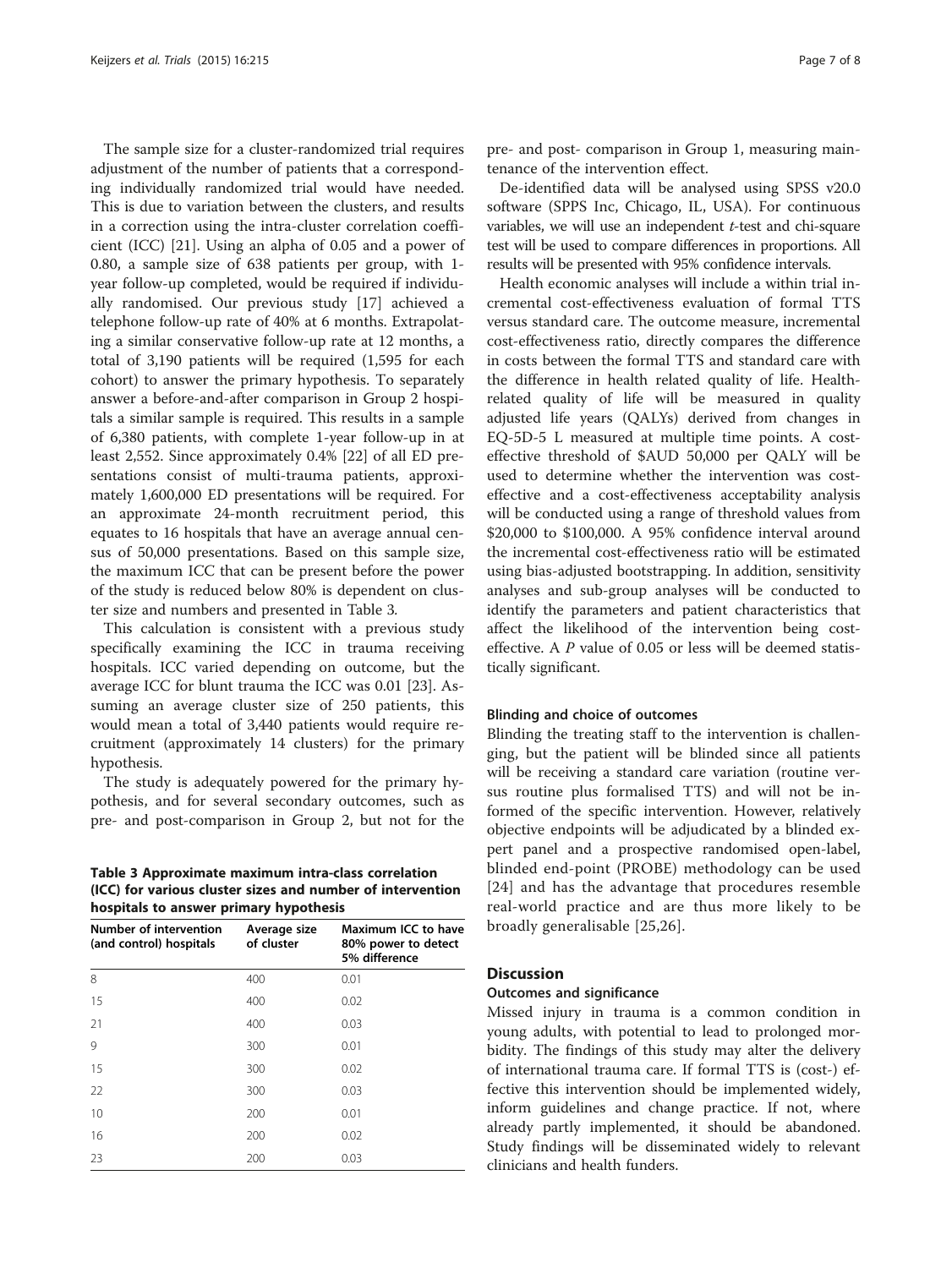The sample size for a cluster-randomized trial requires adjustment of the number of patients that a corresponding individually randomized trial would have needed. This is due to variation between the clusters, and results in a correction using the intra-cluster correlation coefficient (ICC) [21]. Using an alpha of 0.05 and a power of 0.80, a sample size of 638 patients per group, with 1-year follow-up completed, would be required if individually randomised. Our previous study [17] achieved a telephone follow-up rate of 40% at 6 months. Extrapolating a similar conservative follow-up rate at 12 months, a total of 3,190 patients will be required (1,595 for each cohort) to answer the primary hypothesis. To separately answer a before-and-after comparison in Group 2 hospitals a similar sample is required. This results in a sample of 6,380 patients, with complete 1-year follow-up in at least 2,552. Since approximately 0.4% [22] of all ED presentations consist of multi-trauma patients, approximately 1,600,000 ED presentations will be required. For an approximate 24-month recruitment period, this equates to 16 hospitals that have an average annual census of 50,000 presentations. Based on this sample size, the maximum ICC that can be present before the power of the study is reduced below 80% is dependent on cluster size and numbers and presented in Table 3.

This calculation is consistent with a previous study specifically examining the ICC in trauma receiving hospitals. ICC varied depending on outcome, but the average ICC for blunt trauma the ICC was 0.01 [23]. Assuming an average cluster size of 250 patients, this would mean a total of 3,440 patients would require recruitment (approximately 14 clusters) for the primary hypothesis.

The study is adequately powered for the primary hypothesis, and for several secondary outcomes, such as pre- and post-comparison in Group 2, but not for the pre- and post- comparison in Group 1, measuring maintenance of the intervention effect.

**Table 3 Approximate maximum intra-class correlation (ICC) for various cluster sizes and number of intervention hospitals to answer primary hypothesis**

| Number of intervention (and control) hospitals | Average size of cluster | Maximum ICC to have 80% power to detect 5% difference |
|---|---|---|
| 8 | 400 | 0.01 |
| 15 | 400 | 0.02 |
| 21 | 400 | 0.03 |
| 9 | 300 | 0.01 |
| 15 | 300 | 0.02 |
| 22 | 300 | 0.03 |
| 10 | 200 | 0.01 |
| 16 | 200 | 0.02 |
| 23 | 200 | 0.03 |

De-identified data will be analysed using SPSS v20.0 software (SPPS Inc, Chicago, IL, USA). For continuous variables, we will use an independent *t*-test and chi-square test will be used to compare differences in proportions. All results will be presented with 95% confidence intervals.

Health economic analyses will include a within trial incremental cost-effectiveness evaluation of formal TTS versus standard care. The outcome measure, incremental cost-effectiveness ratio, directly compares the difference in costs between the formal TTS and standard care with the difference in health related quality of life. Health-related quality of life will be measured in quality adjusted life years (QALYs) derived from changes in EQ-5D-5 L measured at multiple time points. A cost-effective threshold of $AUD 50,000 per QALY will be used to determine whether the intervention was cost-effective and a cost-effectiveness acceptability analysis will be conducted using a range of threshold values from $20,000 to $100,000. A 95% confidence interval around the incremental cost-effectiveness ratio will be estimated using bias-adjusted bootstrapping. In addition, sensitivity analyses and sub-group analyses will be conducted to identify the parameters and patient characteristics that affect the likelihood of the intervention being cost-effective. A *P* value of 0.05 or less will be deemed statistically significant.

### Blinding and choice of outcomes

Blinding the treating staff to the intervention is challenging, but the patient will be blinded since all patients will be receiving a standard care variation (routine versus routine plus formalised TTS) and will not be informed of the specific intervention. However, relatively objective endpoints will be adjudicated by a blinded expert panel and a prospective randomised open-label, blinded end-point (PROBE) methodology can be used [24] and has the advantage that procedures resemble real-world practice and are thus more likely to be broadly generalisable [25,26].

## Discussion

### Outcomes and significance

Missed injury in trauma is a common condition in young adults, with potential to lead to prolonged morbidity. The findings of this study may alter the delivery of international trauma care. If formal TTS is (cost-) effective this intervention should be implemented widely, inform guidelines and change practice. If not, where already partly implemented, it should be abandoned. Study findings will be disseminated widely to relevant clinicians and health funders.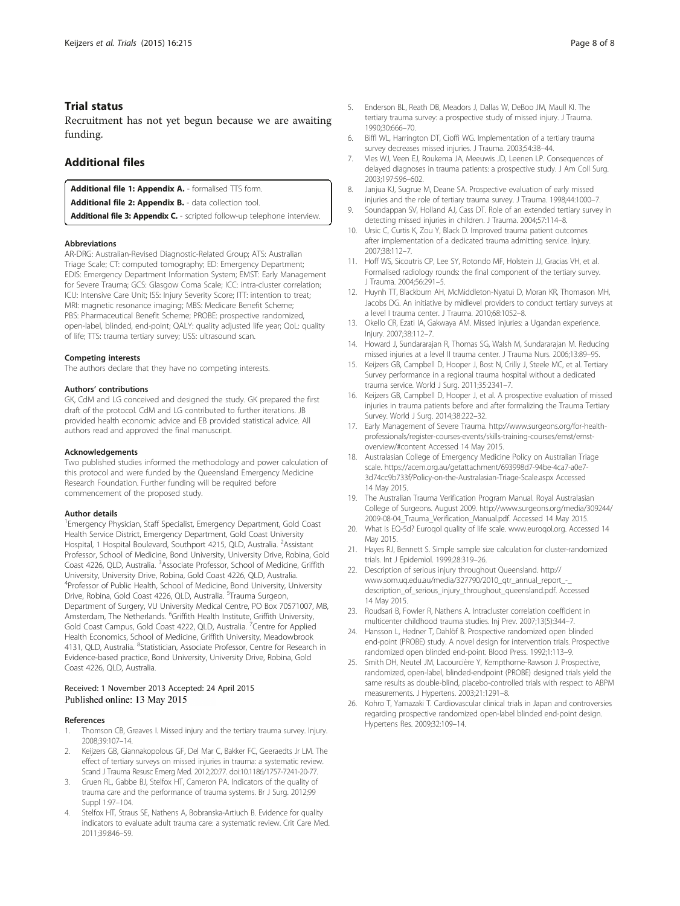## Trial status

Recruitment has not yet begun because we are awaiting funding.

## Additional files

**Additional file 1: Appendix A.** - formalised TTS form.

**Additional file 2: Appendix B.** - data collection tool.

**Additional file 3: Appendix C.** - scripted follow-up telephone interview.

#### Abbreviations

AR-DRG: Australian-Revised Diagnostic-Related Group; ATS: Australian Triage Scale; CT: computed tomography; ED: Emergency Department; EDIS: Emergency Department Information System; EMST: Early Management for Severe Trauma; GCS: Glasgow Coma Scale; ICC: intra-cluster correlation; ICU: Intensive Care Unit; ISS: Injury Severity Score; ITT: intention to treat; MRI: magnetic resonance imaging; MBS: Medicare Benefit Scheme; PBS: Pharmaceutical Benefit Scheme; PROBE: prospective randomized, open-label, blinded, end-point; QALY: quality adjusted life year; QoL: quality of life; TTS: trauma tertiary survey; USS: ultrasound scan.

#### Competing interests

The authors declare that they have no competing interests.

#### Authors' contributions

GK, CdM and LG conceived and designed the study. GK prepared the first draft of the protocol. CdM and LG contributed to further iterations. JB provided health economic advice and EB provided statistical advice. All authors read and approved the final manuscript.

#### Acknowledgements

Two published studies informed the methodology and power calculation of this protocol and were funded by the Queensland Emergency Medicine Research Foundation. Further funding will be required before commencement of the proposed study.

#### Author details

[1]Emergency Physician, Staff Specialist, Emergency Department, Gold Coast Health Service District, Emergency Department, Gold Coast University Hospital, 1 Hospital Boulevard, Southport 4215, QLD, Australia. [2]Assistant Professor, School of Medicine, Bond University, University Drive, Robina, Gold Coast 4226, QLD, Australia. [3]Associate Professor, School of Medicine, Griffith University, University Drive, Robina, Gold Coast 4226, QLD, Australia. [4]Professor of Public Health, School of Medicine, Bond University, University Drive, Robina, Gold Coast 4226, QLD, Australia. [5]Trauma Surgeon, Department of Surgery, VU University Medical Centre, PO Box 70571007, MB, Amsterdam, The Netherlands. [6]Griffith Health Institute, Griffith University, Gold Coast Campus, Gold Coast 4222, QLD, Australia. [7]Centre for Applied Health Economics, School of Medicine, Griffith University, Meadowbrook 4131, QLD, Australia. [8]Statistician, Associate Professor, Centre for Research in Evidence-based practice, Bond University, University Drive, Robina, Gold Coast 4226, QLD, Australia.

Received: 1 November 2013 Accepted: 24 April 2015
Published online: 13 May 2015

#### References

1. Thomson CB, Greaves I. Missed injury and the tertiary trauma survey. Injury. 2008;39:107–14.
2. Keijzers GB, Giannakopolous GF, Del Mar C, Bakker FC, Geeraedts Jr LM. The effect of tertiary surveys on missed injuries in trauma: a systematic review. Scand J Trauma Resusc Emerg Med. 2012;20:77. doi:10.1186/1757-7241-20-77.
3. Gruen RL, Gabbe BJ, Stelfox HT, Cameron PA. Indicators of the quality of trauma care and the performance of trauma systems. Br J Surg. 2012;99 Suppl 1:97–104.
4. Stelfox HT, Straus SE, Nathens A, Bobranska-Artiuch B. Evidence for quality indicators to evaluate adult trauma care: a systematic review. Crit Care Med. 2011;39:846–59.
5. Enderson BL, Reath DB, Meadors J, Dallas W, DeBoo JM, Maull KI. The tertiary trauma survey: a prospective study of missed injury. J Trauma. 1990;30:666–70.
6. Biffl WL, Harrington DT, Cioffi WG. Implementation of a tertiary trauma survey decreases missed injuries. J Trauma. 2003;54:38–44.
7. Vles WJ, Veen EJ, Roukema JA, Meeuwis JD, Leenen LP. Consequences of delayed diagnoses in trauma patients: a prospective study. J Am Coll Surg. 2003;197:596–602.
8. Janjua KJ, Sugrue M, Deane SA. Prospective evaluation of early missed injuries and the role of tertiary trauma survey. J Trauma. 1998;44:1000–7.
9. Soundappan SV, Holland AJ, Cass DT. Role of an extended tertiary survey in detecting missed injuries in children. J Trauma. 2004;57:114–8.
10. Ursic C, Curtis K, Zou Y, Black D. Improved trauma patient outcomes after implementation of a dedicated trauma admitting service. Injury. 2007;38:112–7.
11. Hoff WS, Sicoutris CP, Lee SY, Rotondo MF, Holstein JJ, Gracias VH, et al. Formalised radiology rounds: the final component of the tertiary survey. J Trauma. 2004;56:291–5.
12. Huynh TT, Blackburn AH, McMiddleton-Nyatui D, Moran KR, Thomason MH, Jacobs DG. An initiative by midlevel providers to conduct tertiary surveys at a level I trauma center. J Trauma. 2010;68:1052–8.
13. Okello CR, Ezati IA, Gakwaya AM. Missed injuries: a Ugandan experience. Injury. 2007;38:112–7.
14. Howard J, Sundararajan R, Thomas SG, Walsh M, Sundararajan M. Reducing missed injuries at a level II trauma center. J Trauma Nurs. 2006;13:89–95.
15. Keijzers GB, Campbell D, Hooper J, Bost N, Crilly J, Steele MC, et al. Tertiary Survey performance in a regional trauma hospital without a dedicated trauma service. World J Surg. 2011;35:2341–7.
16. Keijzers GB, Campbell D, Hooper J, et al. A prospective evaluation of missed injuries in trauma patients before and after formalizing the Trauma Tertiary Survey. World J Surg. 2014;38:222–32.
17. Early Management of Severe Trauma. http://www.surgeons.org/for-health-professionals/register-courses-events/skills-training-courses/emst/emst-overview/#content Accessed 14 May 2015.
18. Australasian College of Emergency Medicine Policy on Australian Triage scale. https://acem.org.au/getattachment/693998d7-94be-4ca7-a0e7-3d74cc9b733f/Policy-on-the-Australasian-Triage-Scale.aspx Accessed 14 May 2015.
19. The Australian Trauma Verification Program Manual. Royal Australasian College of Surgeons. August 2009. http://www.surgeons.org/media/309244/2009-08-04_Trauma_Verification_Manual.pdf. Accessed 14 May 2015.
20. What is EQ-5d? Euroqol quality of life scale. www.euroqol.org. Accessed 14 May 2015.
21. Hayes RJ, Bennett S. Simple sample size calculation for cluster-randomized trials. Int J Epidemiol. 1999;28:319–26.
22. Description of serious injury throughout Queensland. http://www.som.uq.edu.au/media/327790/2010_qtr_annual_report_-_description_of_serious_injury_throughout_queensland.pdf. Accessed 14 May 2015.
23. Roudsari B, Fowler R, Nathens A. Intracluster correlation coefficient in multicenter childhood trauma studies. Inj Prev. 2007;13(5):344–7.
24. Hansson L, Hedner T, Dahlöf B. Prospective randomized open blinded end-point (PROBE) study. A novel design for intervention trials. Prospective randomized open blinded end-point. Blood Press. 1992;1:113–9.
25. Smith DH, Neutel JM, Lacourcière Y, Kempthorne-Rawson J. Prospective, randomized, open-label, blinded-endpoint (PROBE) designed trials yield the same results as double-blind, placebo-controlled trials with respect to ABPM measurements. J Hypertens. 2003;21:1291–8.
26. Kohro T, Yamazaki T. Cardiovascular clinical trials in Japan and controversies regarding prospective randomized open-label blinded end-point design. Hypertens Res. 2009;32:109–14.